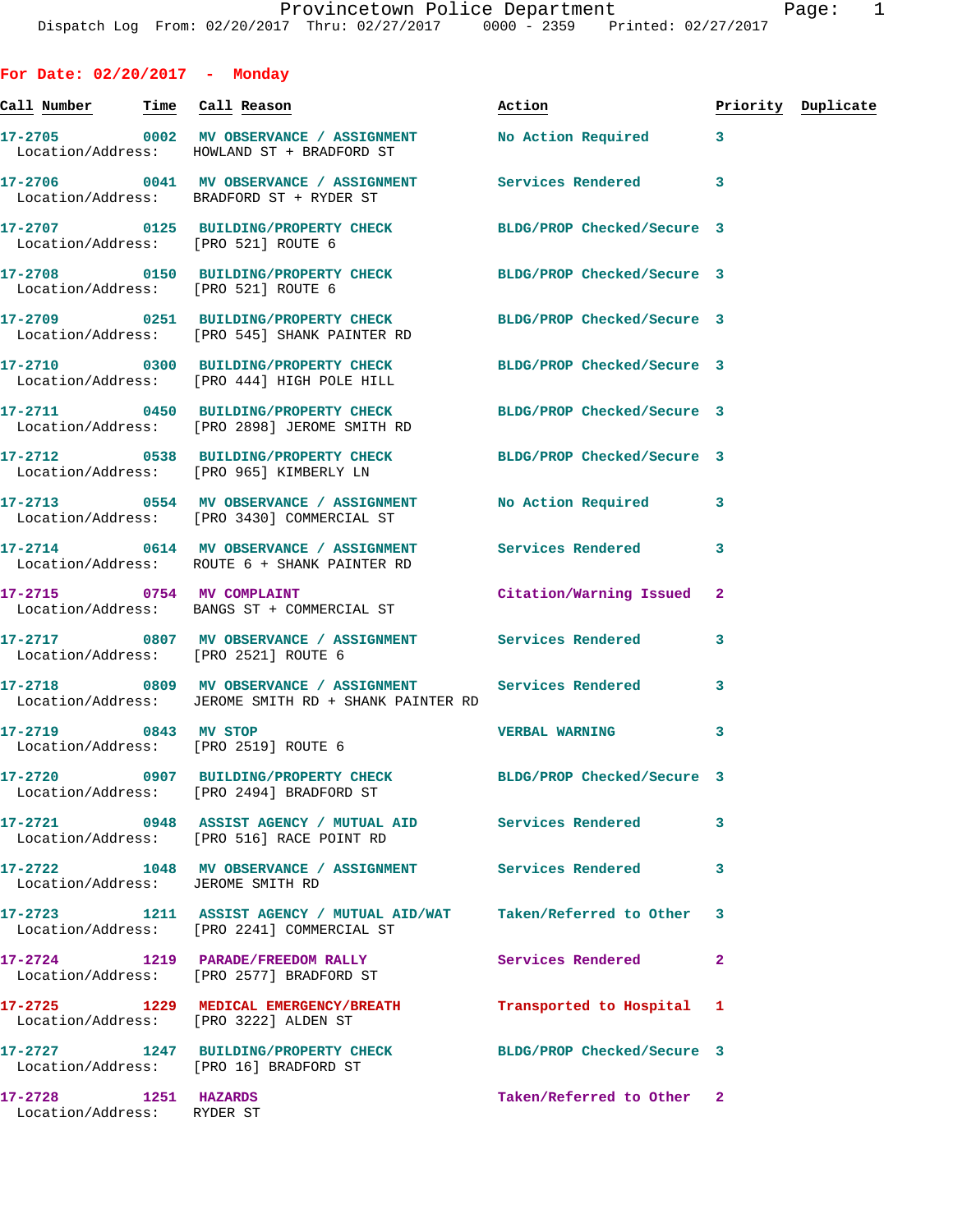Provincetown Police Department
Dispatch Log From: 02/20/2017 Thru: 02/27/2017 0000 - 2359 Printed: 02/27/2017

## For Date: 02/20/2017 - Monday

| Call Number | Time | Call Reason | Action | Priority | Duplicate |
|---|---|---|---|---|---|
| 17-2705 | 0002 | MV OBSERVANCE / ASSIGNMENT | No Action Required | 3 | |
| Location/Address: | | HOWLAND ST + BRADFORD ST | | | |
| 17-2706 | 0041 | MV OBSERVANCE / ASSIGNMENT | Services Rendered | 3 | |
| Location/Address: | | BRADFORD ST + RYDER ST | | | |
| 17-2707 | 0125 | BUILDING/PROPERTY CHECK | BLDG/PROP Checked/Secure | 3 | |
| Location/Address: | | [PRO 521] ROUTE 6 | | | |
| 17-2708 | 0150 | BUILDING/PROPERTY CHECK | BLDG/PROP Checked/Secure | 3 | |
| Location/Address: | | [PRO 521] ROUTE 6 | | | |
| 17-2709 | 0251 | BUILDING/PROPERTY CHECK | BLDG/PROP Checked/Secure | 3 | |
| Location/Address: | | [PRO 545] SHANK PAINTER RD | | | |
| 17-2710 | 0300 | BUILDING/PROPERTY CHECK | BLDG/PROP Checked/Secure | 3 | |
| Location/Address: | | [PRO 444] HIGH POLE HILL | | | |
| 17-2711 | 0450 | BUILDING/PROPERTY CHECK | BLDG/PROP Checked/Secure | 3 | |
| Location/Address: | | [PRO 2898] JEROME SMITH RD | | | |
| 17-2712 | 0538 | BUILDING/PROPERTY CHECK | BLDG/PROP Checked/Secure | 3 | |
| Location/Address: | | [PRO 965] KIMBERLY LN | | | |
| 17-2713 | 0554 | MV OBSERVANCE / ASSIGNMENT | No Action Required | 3 | |
| Location/Address: | | [PRO 3430] COMMERCIAL ST | | | |
| 17-2714 | 0614 | MV OBSERVANCE / ASSIGNMENT | Services Rendered | 3 | |
| Location/Address: | | ROUTE 6 + SHANK PAINTER RD | | | |
| 17-2715 | 0754 | MV COMPLAINT | Citation/Warning Issued | 2 | |
| Location/Address: | | BANGS ST + COMMERCIAL ST | | | |
| 17-2717 | 0807 | MV OBSERVANCE / ASSIGNMENT | Services Rendered | 3 | |
| Location/Address: | | [PRO 2521] ROUTE 6 | | | |
| 17-2718 | 0809 | MV OBSERVANCE / ASSIGNMENT | Services Rendered | 3 | |
| Location/Address: | | JEROME SMITH RD + SHANK PAINTER RD | | | |
| 17-2719 | 0843 | MV STOP | VERBAL WARNING | 3 | |
| Location/Address: | | [PRO 2519] ROUTE 6 | | | |
| 17-2720 | 0907 | BUILDING/PROPERTY CHECK | BLDG/PROP Checked/Secure | 3 | |
| Location/Address: | | [PRO 2494] BRADFORD ST | | | |
| 17-2721 | 0948 | ASSIST AGENCY / MUTUAL AID | Services Rendered | 3 | |
| Location/Address: | | [PRO 516] RACE POINT RD | | | |
| 17-2722 | 1048 | MV OBSERVANCE / ASSIGNMENT | Services Rendered | 3 | |
| Location/Address: | | JEROME SMITH RD | | | |
| 17-2723 | 1211 | ASSIST AGENCY / MUTUAL AID/WAT | Taken/Referred to Other | 3 | |
| Location/Address: | | [PRO 2241] COMMERCIAL ST | | | |
| 17-2724 | 1219 | PARADE/FREEDOM RALLY | Services Rendered | 2 | |
| Location/Address: | | [PRO 2577] BRADFORD ST | | | |
| 17-2725 | 1229 | MEDICAL EMERGENCY/BREATH | Transported to Hospital | 1 | |
| Location/Address: | | [PRO 3222] ALDEN ST | | | |
| 17-2727 | 1247 | BUILDING/PROPERTY CHECK | BLDG/PROP Checked/Secure | 3 | |
| Location/Address: | | [PRO 16] BRADFORD ST | | | |
| 17-2728 | 1251 | HAZARDS | Taken/Referred to Other | 2 | |
| Location/Address: | | RYDER ST | | | |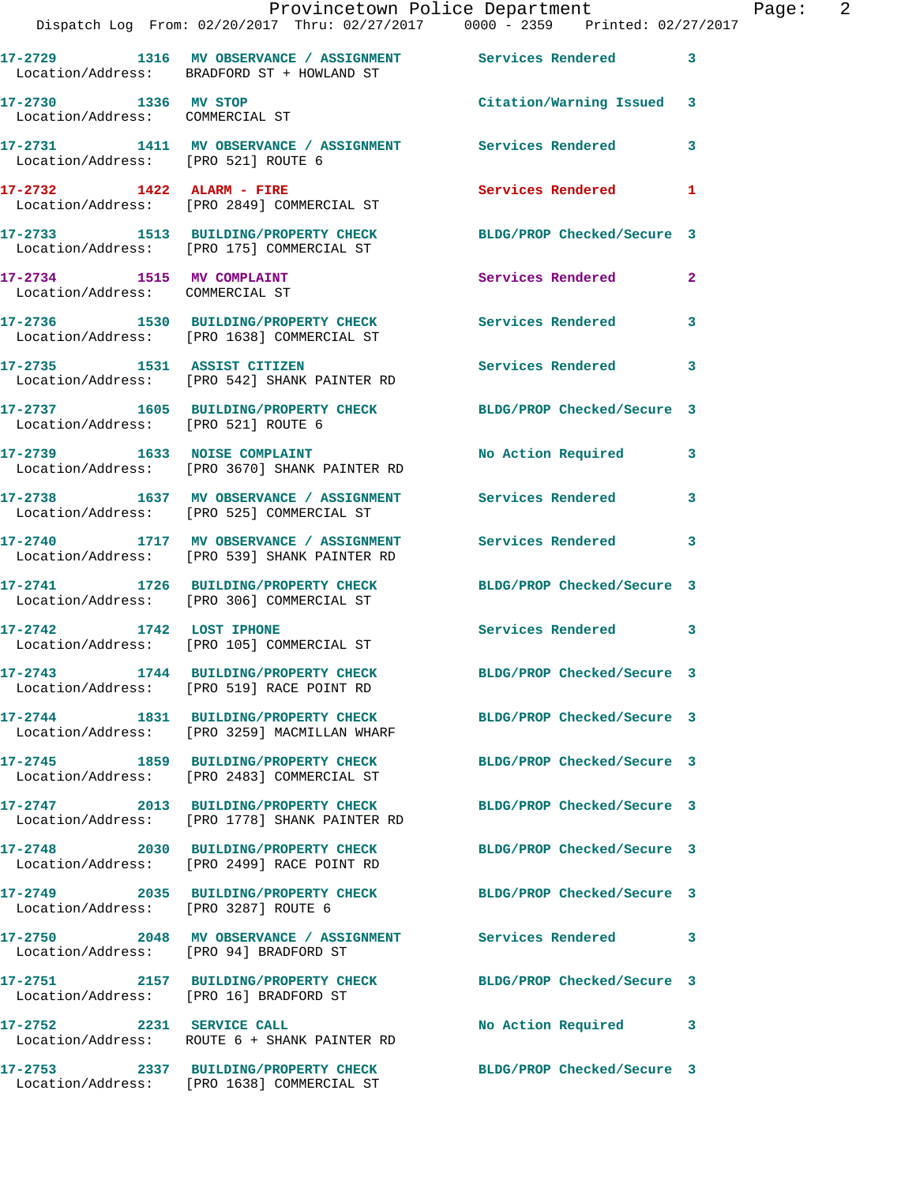17-2729 1316 MV OBSERVANCE / ASSIGNMENT Services Rendered 3
Location/Address: BRADFORD ST + HOWLAND ST

17-2730 1336 MV STOP Citation/Warning Issued 3
Location/Address: COMMERCIAL ST

17-2731 1411 MV OBSERVANCE / ASSIGNMENT Services Rendered 3
Location/Address: [PRO 521] ROUTE 6

17-2732 1422 ALARM - FIRE Services Rendered 1
Location/Address: [PRO 2849] COMMERCIAL ST

17-2733 1513 BUILDING/PROPERTY CHECK BLDG/PROP Checked/Secure 3
Location/Address: [PRO 175] COMMERCIAL ST

17-2734 1515 MV COMPLAINT Services Rendered 2
Location/Address: COMMERCIAL ST

17-2736 1530 BUILDING/PROPERTY CHECK Services Rendered 3
Location/Address: [PRO 1638] COMMERCIAL ST

17-2735 1531 ASSIST CITIZEN Services Rendered 3
Location/Address: [PRO 542] SHANK PAINTER RD

17-2737 1605 BUILDING/PROPERTY CHECK BLDG/PROP Checked/Secure 3
Location/Address: [PRO 521] ROUTE 6

17-2739 1633 NOISE COMPLAINT No Action Required 3
Location/Address: [PRO 3670] SHANK PAINTER RD

17-2738 1637 MV OBSERVANCE / ASSIGNMENT Services Rendered 3
Location/Address: [PRO 525] COMMERCIAL ST

17-2740 1717 MV OBSERVANCE / ASSIGNMENT Services Rendered 3
Location/Address: [PRO 539] SHANK PAINTER RD

17-2741 1726 BUILDING/PROPERTY CHECK BLDG/PROP Checked/Secure 3
Location/Address: [PRO 306] COMMERCIAL ST

17-2742 1742 LOST IPHONE Services Rendered 3
Location/Address: [PRO 105] COMMERCIAL ST

17-2743 1744 BUILDING/PROPERTY CHECK BLDG/PROP Checked/Secure 3
Location/Address: [PRO 519] RACE POINT RD

17-2744 1831 BUILDING/PROPERTY CHECK BLDG/PROP Checked/Secure 3
Location/Address: [PRO 3259] MACMILLAN WHARF

17-2745 1859 BUILDING/PROPERTY CHECK BLDG/PROP Checked/Secure 3
Location/Address: [PRO 2483] COMMERCIAL ST

17-2747 2013 BUILDING/PROPERTY CHECK BLDG/PROP Checked/Secure 3
Location/Address: [PRO 1778] SHANK PAINTER RD

17-2748 2030 BUILDING/PROPERTY CHECK BLDG/PROP Checked/Secure 3
Location/Address: [PRO 2499] RACE POINT RD

17-2749 2035 BUILDING/PROPERTY CHECK BLDG/PROP Checked/Secure 3
Location/Address: [PRO 3287] ROUTE 6

17-2750 2048 MV OBSERVANCE / ASSIGNMENT Services Rendered 3
Location/Address: [PRO 94] BRADFORD ST

17-2751 2157 BUILDING/PROPERTY CHECK BLDG/PROP Checked/Secure 3
Location/Address: [PRO 16] BRADFORD ST

17-2752 2231 SERVICE CALL No Action Required 3
Location/Address: ROUTE 6 + SHANK PAINTER RD

17-2753 2337 BUILDING/PROPERTY CHECK BLDG/PROP Checked/Secure 3
Location/Address: [PRO 1638] COMMERCIAL ST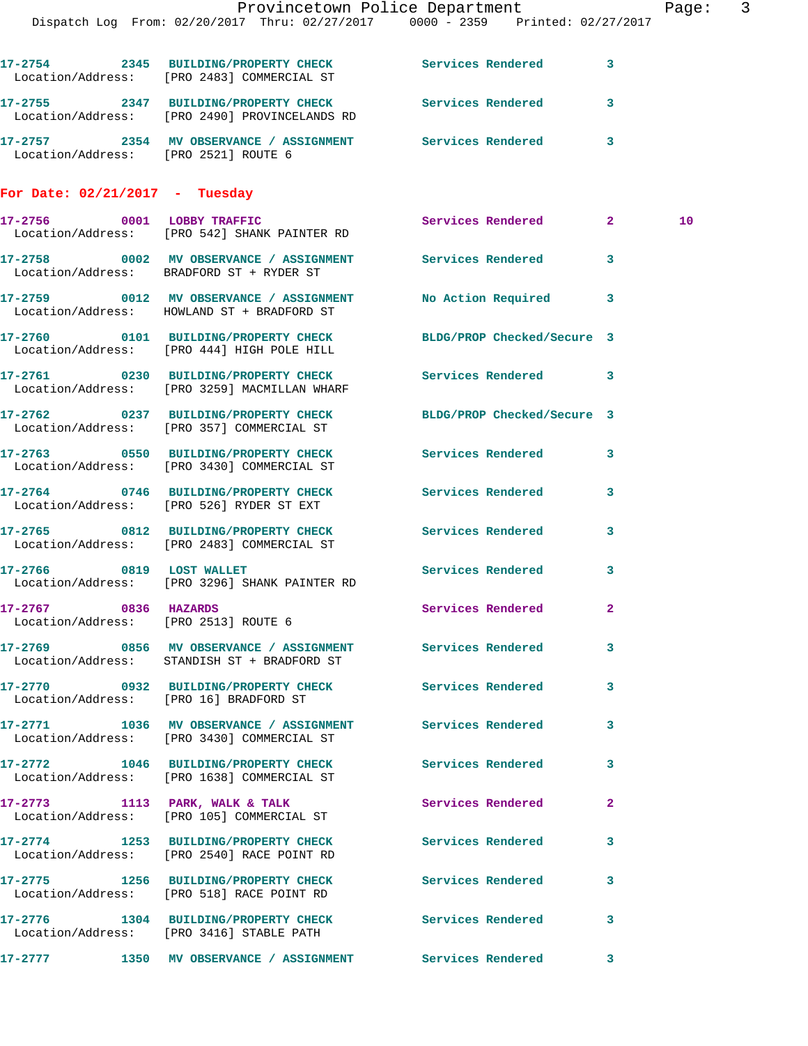17-2754 2345 BUILDING/PROPERTY CHECK Services Rendered 3
Location/Address: [PRO 2483] COMMERCIAL ST

17-2755 2347 BUILDING/PROPERTY CHECK Services Rendered 3
Location/Address: [PRO 2490] PROVINCELANDS RD

17-2757 2354 MV OBSERVATION / ASSIGNMENT Services Rendered 3
Location/Address: [PRO 2521] ROUTE 6

## For Date: 02/21/2017 - Tuesday

17-2756 0001 LOBBY TRAFFIC Services Rendered 2 10
Location/Address: [PRO 542] SHANK PAINTER RD

17-2758 0002 MV OBSERVATION / ASSIGNMENT Services Rendered 3
Location/Address: BRADFORD ST + RYDER ST

17-2759 0012 MV OBSERVATION / ASSIGNMENT No Action Required 3
Location/Address: HOWLAND ST + BRADFORD ST

17-2760 0101 BUILDING/PROPERTY CHECK BLDG/PROP Checked/Secure 3
Location/Address: [PRO 444] HIGH POLE HILL

17-2761 0230 BUILDING/PROPERTY CHECK Services Rendered 3
Location/Address: [PRO 3259] MACMILLAN WHARF

17-2762 0237 BUILDING/PROPERTY CHECK BLDG/PROP Checked/Secure 3
Location/Address: [PRO 357] COMMERCIAL ST

17-2763 0550 BUILDING/PROPERTY CHECK Services Rendered 3
Location/Address: [PRO 3430] COMMERCIAL ST

17-2764 0746 BUILDING/PROPERTY CHECK Services Rendered 3
Location/Address: [PRO 526] RYDER ST EXT

17-2765 0812 BUILDING/PROPERTY CHECK Services Rendered 3
Location/Address: [PRO 2483] COMMERCIAL ST

17-2766 0819 LOST WALLET Services Rendered 3
Location/Address: [PRO 3296] SHANK PAINTER RD

17-2767 0836 HAZARDS Services Rendered 2
Location/Address: [PRO 2513] ROUTE 6

17-2769 0856 MV OBSERVATION / ASSIGNMENT Services Rendered 3
Location/Address: STANDISH ST + BRADFORD ST

17-2770 0932 BUILDING/PROPERTY CHECK Services Rendered 3
Location/Address: [PRO 16] BRADFORD ST

17-2771 1036 MV OBSERVATION / ASSIGNMENT Services Rendered 3
Location/Address: [PRO 3430] COMMERCIAL ST

17-2772 1046 BUILDING/PROPERTY CHECK Services Rendered 3
Location/Address: [PRO 1638] COMMERCIAL ST

17-2773 1113 PARK, WALK & TALK Services Rendered 2
Location/Address: [PRO 105] COMMERCIAL ST

17-2774 1253 BUILDING/PROPERTY CHECK Services Rendered 3
Location/Address: [PRO 2540] RACE POINT RD

17-2775 1256 BUILDING/PROPERTY CHECK Services Rendered 3
Location/Address: [PRO 518] RACE POINT RD

17-2776 1304 BUILDING/PROPERTY CHECK Services Rendered 3
Location/Address: [PRO 3416] STABLE PATH

17-2777 1350 MV OBSERVATION / ASSIGNMENT Services Rendered 3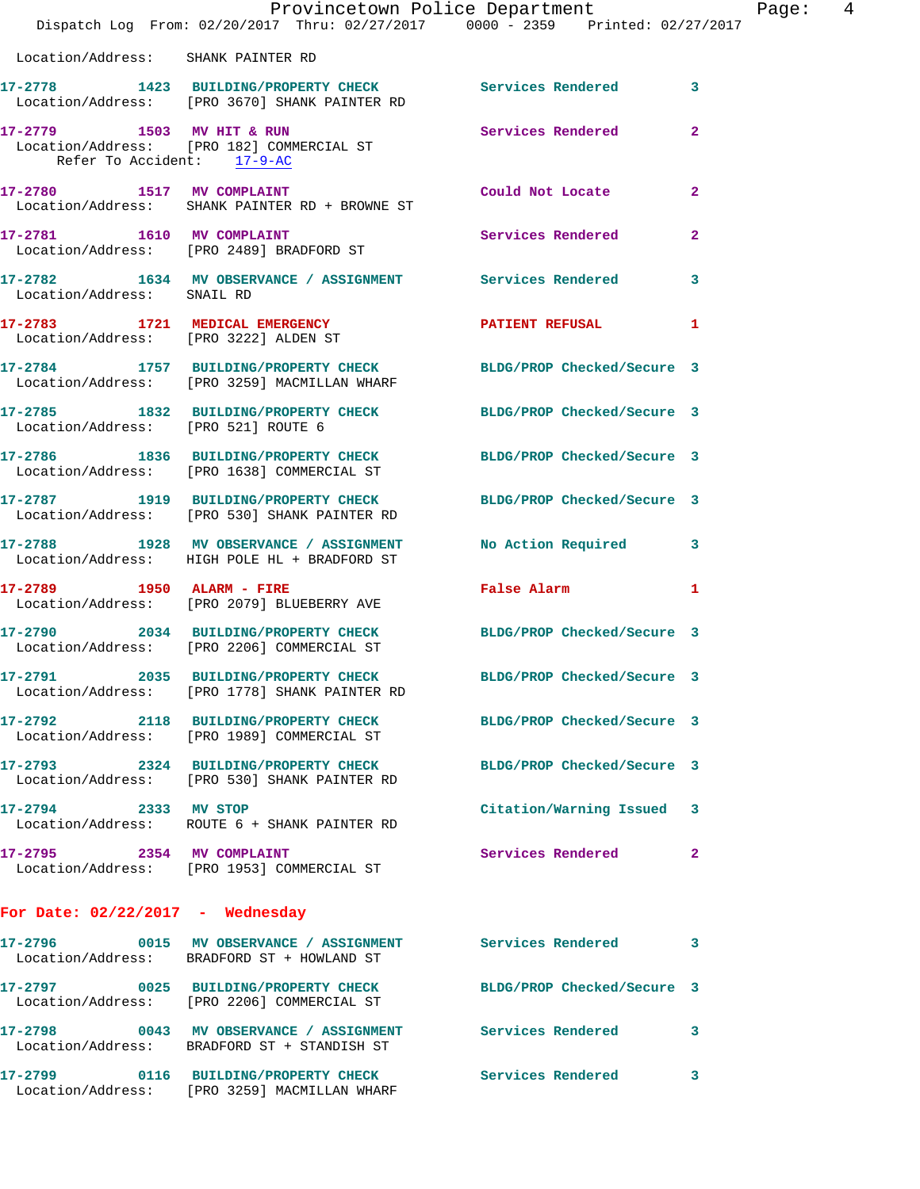Location/Address: SHANK PAINTER RD

**17-2778** 1423 **BUILDING/PROPERTY CHECK** Services Rendered 3
Location/Address: [PRO 3670] SHANK PAINTER RD

**17-2779** 1503 **MV HIT & RUN** Services Rendered 2
Location/Address: [PRO 182] COMMERCIAL ST
Refer To Accident: 17-9-AC

**17-2780** 1517 **MV COMPLAINT** Could Not Locate 2
Location/Address: SHANK PAINTER RD + BROWNE ST

**17-2781** 1610 **MV COMPLAINT** Services Rendered 2
Location/Address: [PRO 2489] BRADFORD ST

**17-2782** 1634 **MV OBSERVANCE / ASSIGNMENT** Services Rendered 3
Location/Address: SNAIL RD

**17-2783** 1721 **MEDICAL EMERGENCY** PATIENT REFUSAL 1
Location/Address: [PRO 3222] ALDEN ST

**17-2784** 1757 **BUILDING/PROPERTY CHECK** BLDG/PROP Checked/Secure 3
Location/Address: [PRO 3259] MACMILLAN WHARF

**17-2785** 1832 **BUILDING/PROPERTY CHECK** BLDG/PROP Checked/Secure 3
Location/Address: [PRO 521] ROUTE 6

**17-2786** 1836 **BUILDING/PROPERTY CHECK** BLDG/PROP Checked/Secure 3
Location/Address: [PRO 1638] COMMERCIAL ST

**17-2787** 1919 **BUILDING/PROPERTY CHECK** BLDG/PROP Checked/Secure 3
Location/Address: [PRO 530] SHANK PAINTER RD

**17-2788** 1928 **MV OBSERVANCE / ASSIGNMENT** No Action Required 3
Location/Address: HIGH POLE HL + BRADFORD ST

**17-2789** 1950 **ALARM - FIRE** False Alarm 1
Location/Address: [PRO 2079] BLUEBERRY AVE

**17-2790** 2034 **BUILDING/PROPERTY CHECK** BLDG/PROP Checked/Secure 3
Location/Address: [PRO 2206] COMMERCIAL ST

**17-2791** 2035 **BUILDING/PROPERTY CHECK** BLDG/PROP Checked/Secure 3
Location/Address: [PRO 1778] SHANK PAINTER RD

**17-2792** 2118 **BUILDING/PROPERTY CHECK** BLDG/PROP Checked/Secure 3
Location/Address: [PRO 1989] COMMERCIAL ST

**17-2793** 2324 **BUILDING/PROPERTY CHECK** BLDG/PROP Checked/Secure 3
Location/Address: [PRO 530] SHANK PAINTER RD

**17-2794** 2333 **MV STOP** Citation/Warning Issued 3
Location/Address: ROUTE 6 + SHANK PAINTER RD

**17-2795** 2354 **MV COMPLAINT** Services Rendered 2
Location/Address: [PRO 1953] COMMERCIAL ST

## For Date: 02/22/2017 - Wednesday

**17-2796** 0015 **MV OBSERVANCE / ASSIGNMENT** Services Rendered 3
Location/Address: BRADFORD ST + HOWLAND ST

**17-2797** 0025 **BUILDING/PROPERTY CHECK** BLDG/PROP Checked/Secure 3
Location/Address: [PRO 2206] COMMERCIAL ST

**17-2798** 0043 **MV OBSERVANCE / ASSIGNMENT** Services Rendered 3
Location/Address: BRADFORD ST + STANDISH ST

**17-2799** 0116 **BUILDING/PROPERTY CHECK** Services Rendered 3
Location/Address: [PRO 3259] MACMILLAN WHARF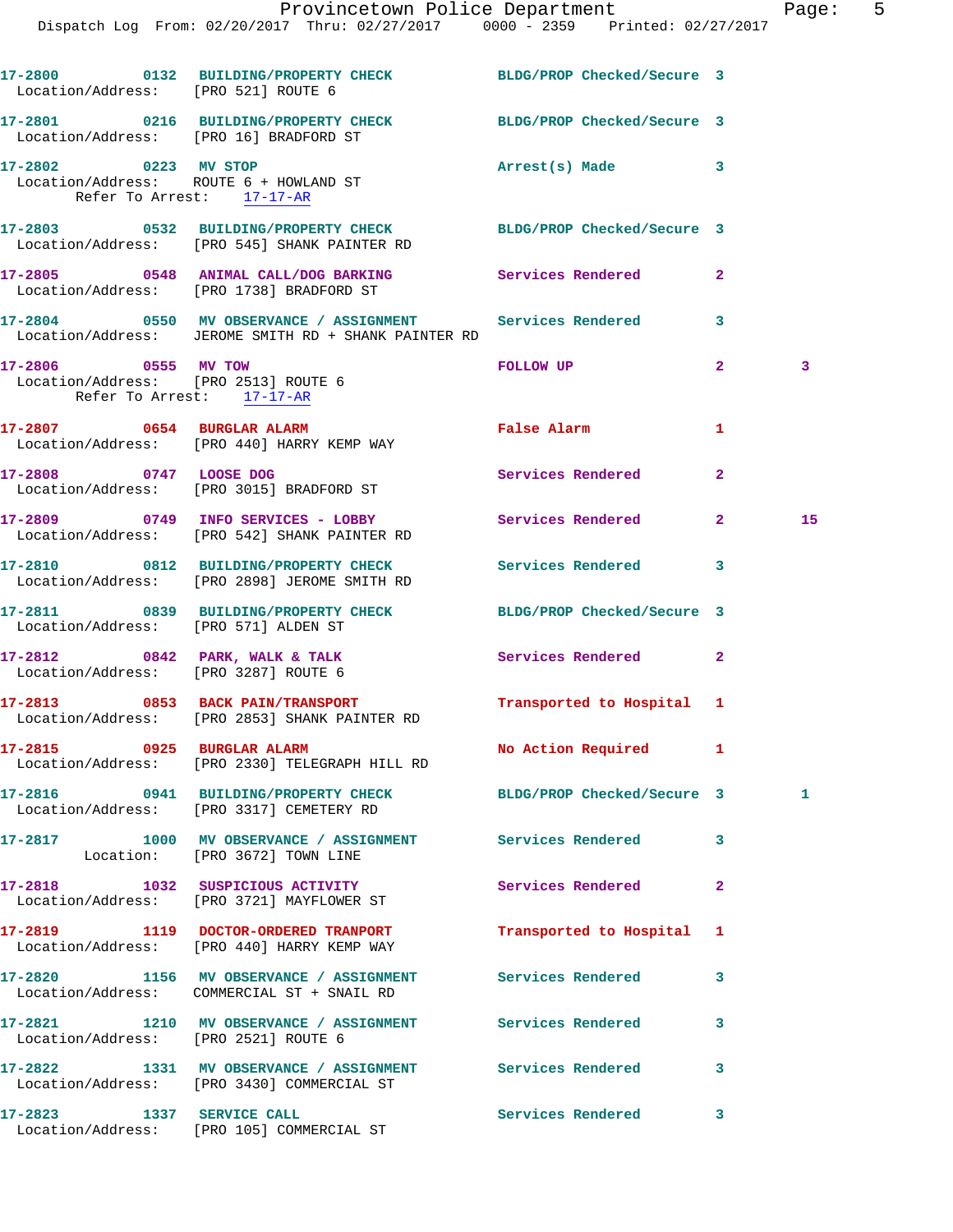17-2800 0132 BUILDING/PROPERTY CHECK BLDG/PROP Checked/Secure 3
Location/Address: [PRO 521] ROUTE 6

17-2801 0216 BUILDING/PROPERTY CHECK BLDG/PROP Checked/Secure 3
Location/Address: [PRO 16] BRADFORD ST

17-2802 0223 MV STOP Arrest(s) Made 3
Location/Address: ROUTE 6 + HOWLAND ST
Refer To Arrest: 17-17-AR

17-2803 0532 BUILDING/PROPERTY CHECK BLDG/PROP Checked/Secure 3
Location/Address: [PRO 545] SHANK PAINTER RD

17-2805 0548 ANIMAL CALL/DOG BARKING Services Rendered 2
Location/Address: [PRO 1738] BRADFORD ST

17-2804 0550 MV OBSERVANCE / ASSIGNMENT Services Rendered 3
Location/Address: JEROME SMITH RD + SHANK PAINTER RD

17-2806 0555 MV TOW FOLLOW UP 2 3
Location/Address: [PRO 2513] ROUTE 6
Refer To Arrest: 17-17-AR

17-2807 0654 BURGLAR ALARM False Alarm 1
Location/Address: [PRO 440] HARRY KEMP WAY

17-2808 0747 LOOSE DOG Services Rendered 2
Location/Address: [PRO 3015] BRADFORD ST

17-2809 0749 INFO SERVICES - LOBBY Services Rendered 2 15
Location/Address: [PRO 542] SHANK PAINTER RD

17-2810 0812 BUILDING/PROPERTY CHECK Services Rendered 3
Location/Address: [PRO 2898] JEROME SMITH RD

17-2811 0839 BUILDING/PROPERTY CHECK BLDG/PROP Checked/Secure 3
Location/Address: [PRO 571] ALDEN ST

17-2812 0842 PARK, WALK & TALK Services Rendered 2
Location/Address: [PRO 3287] ROUTE 6

17-2813 0853 BACK PAIN/TRANSPORT Transported to Hospital 1
Location/Address: [PRO 2853] SHANK PAINTER RD

17-2815 0925 BURGLAR ALARM No Action Required 1
Location/Address: [PRO 2330] TELEGRAPH HILL RD

17-2816 0941 BUILDING/PROPERTY CHECK BLDG/PROP Checked/Secure 3 1
Location/Address: [PRO 3317] CEMETERY RD

17-2817 1000 MV OBSERVANCE / ASSIGNMENT Services Rendered 3
Location: [PRO 3672] TOWN LINE

17-2818 1032 SUSPICIOUS ACTIVITY Services Rendered 2
Location/Address: [PRO 3721] MAYFLOWER ST

17-2819 1119 DOCTOR-ORDERED TRANPORT Transported to Hospital 1
Location/Address: [PRO 440] HARRY KEMP WAY

17-2820 1156 MV OBSERVANCE / ASSIGNMENT Services Rendered 3
Location/Address: COMMERCIAL ST + SNAIL RD

17-2821 1210 MV OBSERVANCE / ASSIGNMENT Services Rendered 3
Location/Address: [PRO 2521] ROUTE 6

17-2822 1331 MV OBSERVANCE / ASSIGNMENT Services Rendered 3
Location/Address: [PRO 3430] COMMERCIAL ST

17-2823 1337 SERVICE CALL Services Rendered 3
Location/Address: [PRO 105] COMMERCIAL ST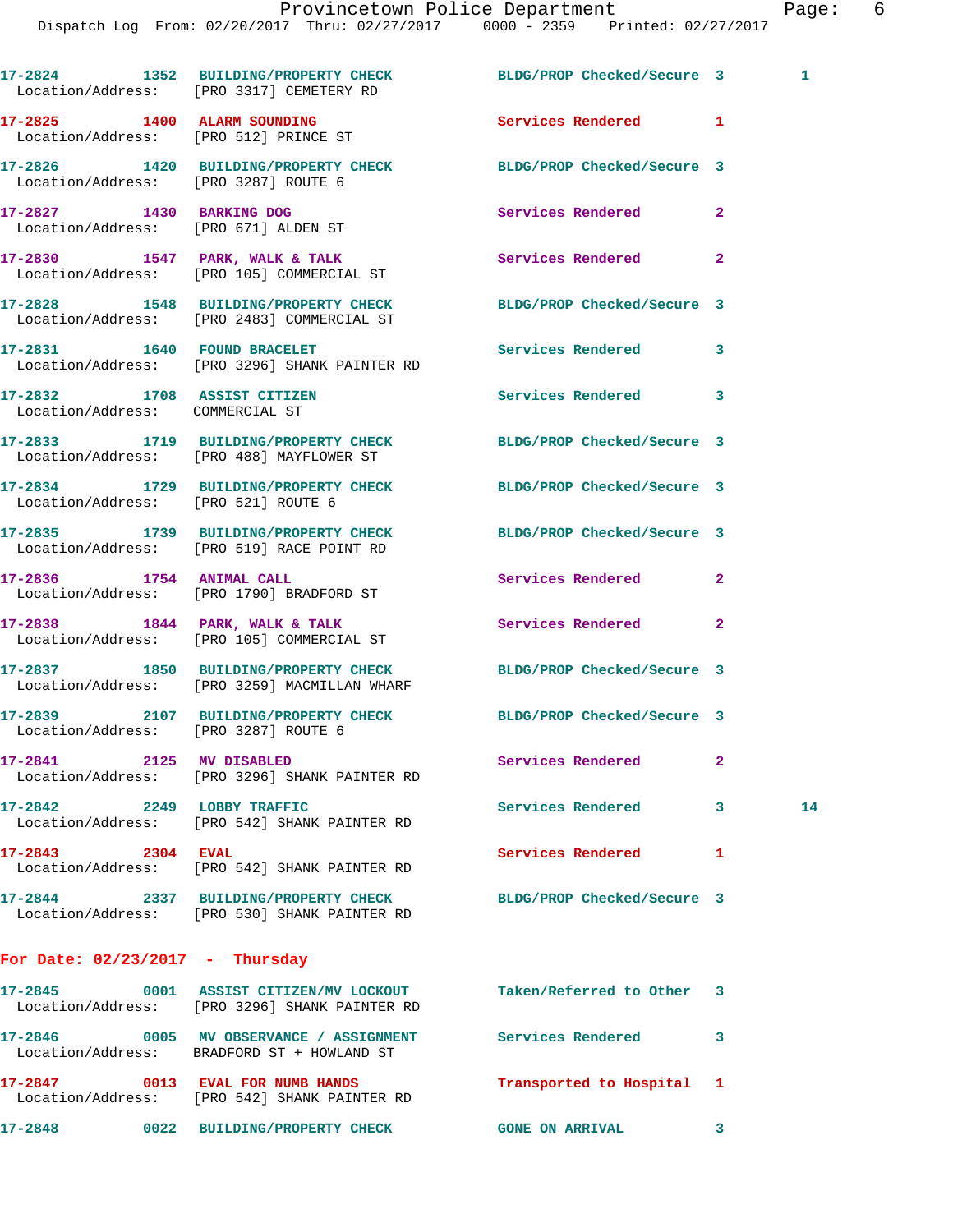```
17-2824        1352  BUILDING/PROPERTY CHECK          BLDG/PROP Checked/Secure  3        1
  Location/Address:   [PRO 3317] CEMETERY RD

17-2825        1400  ALARM SOUNDING                   Services Rendered         1
  Location/Address:   [PRO 512] PRINCE ST

17-2826        1420  BUILDING/PROPERTY CHECK          BLDG/PROP Checked/Secure  3
  Location/Address:   [PRO 3287] ROUTE 6

17-2827        1430  BARKING DOG                      Services Rendered         2
  Location/Address:   [PRO 671] ALDEN ST

17-2830        1547  PARK, WALK & TALK                Services Rendered         2
  Location/Address:   [PRO 105] COMMERCIAL ST

17-2828        1548  BUILDING/PROPERTY CHECK          BLDG/PROP Checked/Secure  3
  Location/Address:   [PRO 2483] COMMERCIAL ST

17-2831        1640  FOUND BRACELET                   Services Rendered         3
  Location/Address:   [PRO 3296] SHANK PAINTER RD

17-2832        1708  ASSIST CITIZEN                   Services Rendered         3
  Location/Address:   COMMERCIAL ST

17-2833        1719  BUILDING/PROPERTY CHECK          BLDG/PROP Checked/Secure  3
  Location/Address:   [PRO 488] MAYFLOWER ST

17-2834        1729  BUILDING/PROPERTY CHECK          BLDG/PROP Checked/Secure  3
  Location/Address:   [PRO 521] ROUTE 6

17-2835        1739  BUILDING/PROPERTY CHECK          BLDG/PROP Checked/Secure  3
  Location/Address:   [PRO 519] RACE POINT RD

17-2836        1754  ANIMAL CALL                      Services Rendered         2
  Location/Address:   [PRO 1790] BRADFORD ST

17-2838        1844  PARK, WALK & TALK                Services Rendered         2
  Location/Address:   [PRO 105] COMMERCIAL ST

17-2837        1850  BUILDING/PROPERTY CHECK          BLDG/PROP Checked/Secure  3
  Location/Address:   [PRO 3259] MACMILLAN WHARF

17-2839        2107  BUILDING/PROPERTY CHECK          BLDG/PROP Checked/Secure  3
  Location/Address:   [PRO 3287] ROUTE 6

17-2841        2125  MV DISABLED                      Services Rendered         2
  Location/Address:   [PRO 3296] SHANK PAINTER RD

17-2842        2249  LOBBY TRAFFIC                    Services Rendered         3        14
  Location/Address:   [PRO 542] SHANK PAINTER RD

17-2843        2304  EVAL                             Services Rendered         1
  Location/Address:   [PRO 542] SHANK PAINTER RD

17-2844        2337  BUILDING/PROPERTY CHECK          BLDG/PROP Checked/Secure  3
  Location/Address:   [PRO 530] SHANK PAINTER RD
```

**For Date: 02/23/2017 - Thursday**

```
17-2845        0001  ASSIST CITIZEN/MV LOCKOUT        Taken/Referred to Other   3
  Location/Address:   [PRO 3296] SHANK PAINTER RD

17-2846        0005  MV OBSERVANCE / ASSIGNMENT       Services Rendered         3
  Location/Address:   BRADFORD ST + HOWLAND ST

17-2847        0013  EVAL FOR NUMB HANDS              Transported to Hospital   1
  Location/Address:   [PRO 542] SHANK PAINTER RD

17-2848        0022  BUILDING/PROPERTY CHECK          GONE ON ARRIVAL           3
```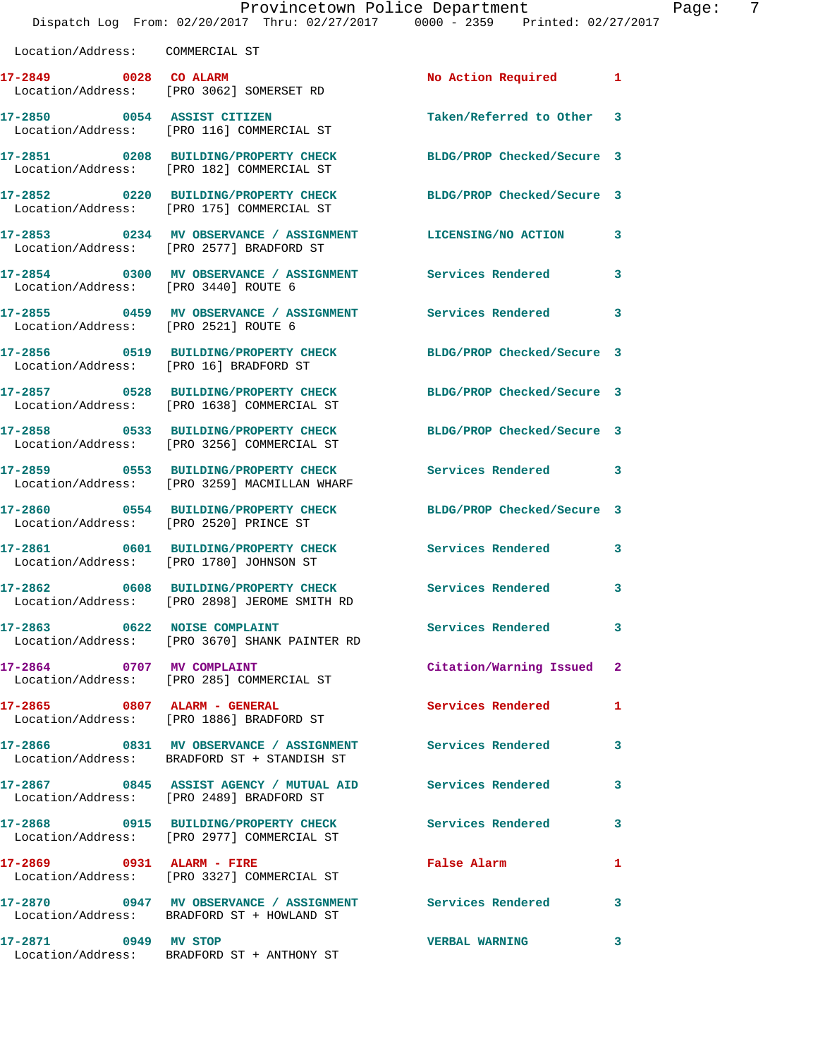Location/Address: COMMERCIAL ST

| Call Number | Time | Call Reason | Action | Priority |
|---|---|---|---|---|
| 17-2849 | 0028 | CO ALARM | No Action Required | 1 |
| Location/Address: | | [PRO 3062] SOMERSET RD | | |
| 17-2850 | 0054 | ASSIST CITIZEN | Taken/Referred to Other | 3 |
| Location/Address: | | [PRO 116] COMMERCIAL ST | | |
| 17-2851 | 0208 | BUILDING/PROPERTY CHECK | BLDG/PROP Checked/Secure | 3 |
| Location/Address: | | [PRO 182] COMMERCIAL ST | | |
| 17-2852 | 0220 | BUILDING/PROPERTY CHECK | BLDG/PROP Checked/Secure | 3 |
| Location/Address: | | [PRO 175] COMMERCIAL ST | | |
| 17-2853 | 0234 | MV OBSERVANCE / ASSIGNMENT | LICENSING/NO ACTION | 3 |
| Location/Address: | | [PRO 2577] BRADFORD ST | | |
| 17-2854 | 0300 | MV OBSERVANCE / ASSIGNMENT | Services Rendered | 3 |
| Location/Address: | | [PRO 3440] ROUTE 6 | | |
| 17-2855 | 0459 | MV OBSERVANCE / ASSIGNMENT | Services Rendered | 3 |
| Location/Address: | | [PRO 2521] ROUTE 6 | | |
| 17-2856 | 0519 | BUILDING/PROPERTY CHECK | BLDG/PROP Checked/Secure | 3 |
| Location/Address: | | [PRO 16] BRADFORD ST | | |
| 17-2857 | 0528 | BUILDING/PROPERTY CHECK | BLDG/PROP Checked/Secure | 3 |
| Location/Address: | | [PRO 1638] COMMERCIAL ST | | |
| 17-2858 | 0533 | BUILDING/PROPERTY CHECK | BLDG/PROP Checked/Secure | 3 |
| Location/Address: | | [PRO 3256] COMMERCIAL ST | | |
| 17-2859 | 0553 | BUILDING/PROPERTY CHECK | Services Rendered | 3 |
| Location/Address: | | [PRO 3259] MACMILLAN WHARF | | |
| 17-2860 | 0554 | BUILDING/PROPERTY CHECK | BLDG/PROP Checked/Secure | 3 |
| Location/Address: | | [PRO 2520] PRINCE ST | | |
| 17-2861 | 0601 | BUILDING/PROPERTY CHECK | Services Rendered | 3 |
| Location/Address: | | [PRO 1780] JOHNSON ST | | |
| 17-2862 | 0608 | BUILDING/PROPERTY CHECK | Services Rendered | 3 |
| Location/Address: | | [PRO 2898] JEROME SMITH RD | | |
| 17-2863 | 0622 | NOISE COMPLAINT | Services Rendered | 3 |
| Location/Address: | | [PRO 3670] SHANK PAINTER RD | | |
| 17-2864 | 0707 | MV COMPLAINT | Citation/Warning Issued | 2 |
| Location/Address: | | [PRO 285] COMMERCIAL ST | | |
| 17-2865 | 0807 | ALARM - GENERAL | Services Rendered | 1 |
| Location/Address: | | [PRO 1886] BRADFORD ST | | |
| 17-2866 | 0831 | MV OBSERVANCE / ASSIGNMENT | Services Rendered | 3 |
| Location/Address: | | BRADFORD ST + STANDISH ST | | |
| 17-2867 | 0845 | ASSIST AGENCY / MUTUAL AID | Services Rendered | 3 |
| Location/Address: | | [PRO 2489] BRADFORD ST | | |
| 17-2868 | 0915 | BUILDING/PROPERTY CHECK | Services Rendered | 3 |
| Location/Address: | | [PRO 2977] COMMERCIAL ST | | |
| 17-2869 | 0931 | ALARM - FIRE | False Alarm | 1 |
| Location/Address: | | [PRO 3327] COMMERCIAL ST | | |
| 17-2870 | 0947 | MV OBSERVANCE / ASSIGNMENT | Services Rendered | 3 |
| Location/Address: | | BRADFORD ST + HOWLAND ST | | |
| 17-2871 | 0949 | MV STOP | VERBAL WARNING | 3 |
| Location/Address: | | BRADFORD ST + ANTHONY ST | | |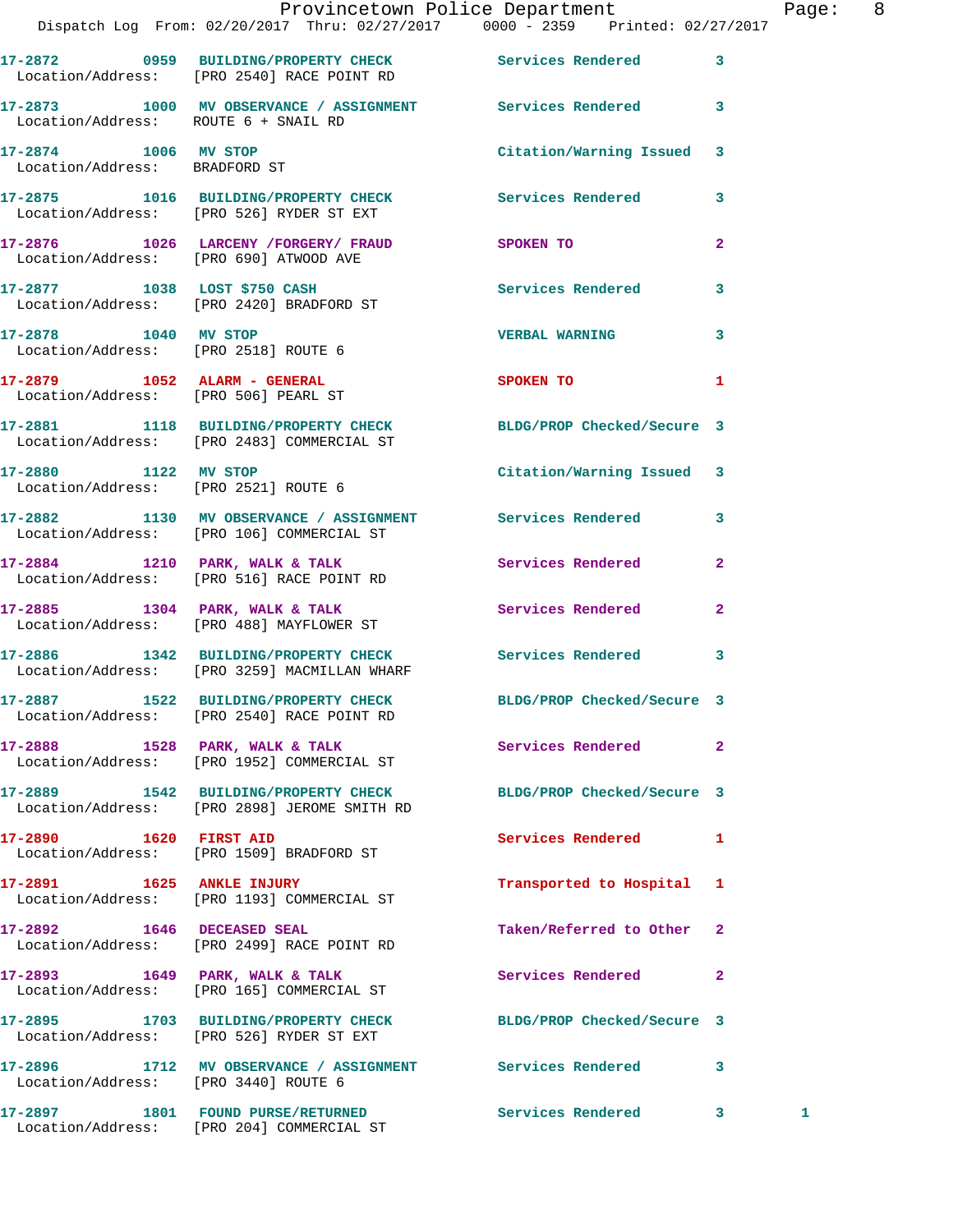17-2872 0959 BUILDING/PROPERTY CHECK Services Rendered 3
Location/Address: [PRO 2540] RACE POINT RD

17-2873 1000 MV OBSERVANCE / ASSIGNMENT Services Rendered 3
Location/Address: ROUTE 6 + SNAIL RD

17-2874 1006 MV STOP Citation/Warning Issued 3
Location/Address: BRADFORD ST

17-2875 1016 BUILDING/PROPERTY CHECK Services Rendered 3
Location/Address: [PRO 526] RYDER ST EXT

17-2876 1026 LARCENY /FORGERY/ FRAUD SPOKEN TO 2
Location/Address: [PRO 690] ATWOOD AVE

17-2877 1038 LOST $750 CASH Services Rendered 3
Location/Address: [PRO 2420] BRADFORD ST

17-2878 1040 MV STOP VERBAL WARNING 3
Location/Address: [PRO 2518] ROUTE 6

17-2879 1052 ALARM - GENERAL SPOKEN TO 1
Location/Address: [PRO 506] PEARL ST

17-2881 1118 BUILDING/PROPERTY CHECK BLDG/PROP Checked/Secure 3
Location/Address: [PRO 2483] COMMERCIAL ST

17-2880 1122 MV STOP Citation/Warning Issued 3
Location/Address: [PRO 2521] ROUTE 6

17-2882 1130 MV OBSERVANCE / ASSIGNMENT Services Rendered 3
Location/Address: [PRO 106] COMMERCIAL ST

17-2884 1210 PARK, WALK & TALK Services Rendered 2
Location/Address: [PRO 516] RACE POINT RD

17-2885 1304 PARK, WALK & TALK Services Rendered 2
Location/Address: [PRO 488] MAYFLOWER ST

17-2886 1342 BUILDING/PROPERTY CHECK Services Rendered 3
Location/Address: [PRO 3259] MACMILLAN WHARF

17-2887 1522 BUILDING/PROPERTY CHECK BLDG/PROP Checked/Secure 3
Location/Address: [PRO 2540] RACE POINT RD

17-2888 1528 PARK, WALK & TALK Services Rendered 2
Location/Address: [PRO 1952] COMMERCIAL ST

17-2889 1542 BUILDING/PROPERTY CHECK BLDG/PROP Checked/Secure 3
Location/Address: [PRO 2898] JEROME SMITH RD

17-2890 1620 FIRST AID Services Rendered 1
Location/Address: [PRO 1509] BRADFORD ST

17-2891 1625 ANKLE INJURY Transported to Hospital 1
Location/Address: [PRO 1193] COMMERCIAL ST

17-2892 1646 DECEASED SEAL Taken/Referred to Other 2
Location/Address: [PRO 2499] RACE POINT RD

17-2893 1649 PARK, WALK & TALK Services Rendered 2
Location/Address: [PRO 165] COMMERCIAL ST

17-2895 1703 BUILDING/PROPERTY CHECK BLDG/PROP Checked/Secure 3
Location/Address: [PRO 526] RYDER ST EXT

17-2896 1712 MV OBSERVANCE / ASSIGNMENT Services Rendered 3
Location/Address: [PRO 3440] ROUTE 6

17-2897 1801 FOUND PURSE/RETURNED Services Rendered 3 1
Location/Address: [PRO 204] COMMERCIAL ST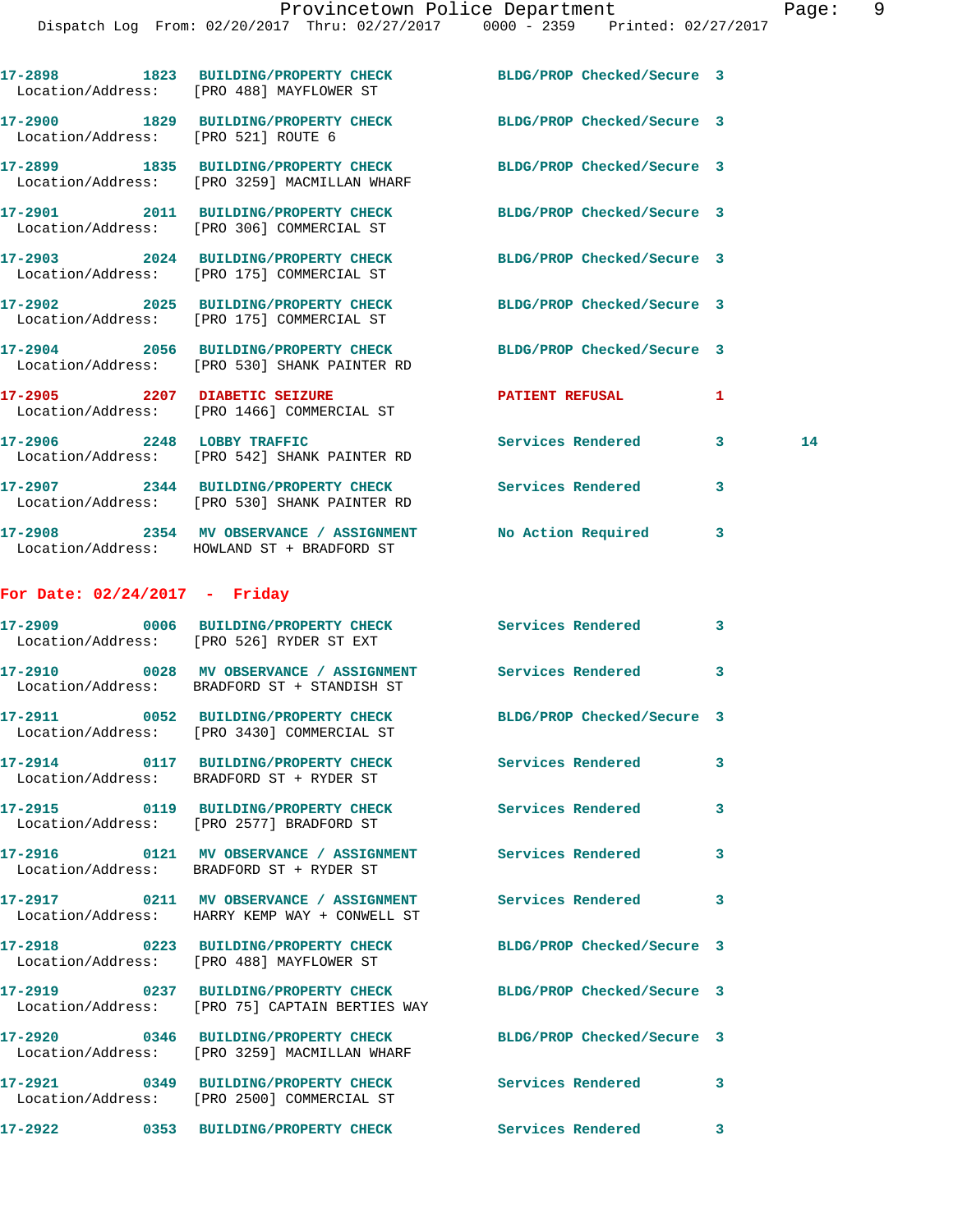17-2898 1823 BUILDING/PROPERTY CHECK BLDG/PROP Checked/Secure 3
Location/Address: [PRO 488] MAYFLOWER ST

17-2900 1829 BUILDING/PROPERTY CHECK BLDG/PROP Checked/Secure 3
Location/Address: [PRO 521] ROUTE 6

17-2899 1835 BUILDING/PROPERTY CHECK BLDG/PROP Checked/Secure 3
Location/Address: [PRO 3259] MACMILLAN WHARF

17-2901 2011 BUILDING/PROPERTY CHECK BLDG/PROP Checked/Secure 3
Location/Address: [PRO 306] COMMERCIAL ST

17-2903 2024 BUILDING/PROPERTY CHECK BLDG/PROP Checked/Secure 3
Location/Address: [PRO 175] COMMERCIAL ST

17-2902 2025 BUILDING/PROPERTY CHECK BLDG/PROP Checked/Secure 3
Location/Address: [PRO 175] COMMERCIAL ST

17-2904 2056 BUILDING/PROPERTY CHECK BLDG/PROP Checked/Secure 3
Location/Address: [PRO 530] SHANK PAINTER RD

17-2905 2207 DIABETIC SEIZURE PATIENT REFUSAL 1
Location/Address: [PRO 1466] COMMERCIAL ST

17-2906 2248 LOBBY TRAFFIC Services Rendered 3 14
Location/Address: [PRO 542] SHANK PAINTER RD

17-2907 2344 BUILDING/PROPERTY CHECK Services Rendered 3
Location/Address: [PRO 530] SHANK PAINTER RD

17-2908 2354 MV OBSERVANCE / ASSIGNMENT No Action Required 3
Location/Address: HOWLAND ST + BRADFORD ST

## For Date: 02/24/2017 - Friday

17-2909 0006 BUILDING/PROPERTY CHECK Services Rendered 3
Location/Address: [PRO 526] RYDER ST EXT

17-2910 0028 MV OBSERVANCE / ASSIGNMENT Services Rendered 3
Location/Address: BRADFORD ST + STANDISH ST

17-2911 0052 BUILDING/PROPERTY CHECK BLDG/PROP Checked/Secure 3
Location/Address: [PRO 3430] COMMERCIAL ST

17-2914 0117 BUILDING/PROPERTY CHECK Services Rendered 3
Location/Address: BRADFORD ST + RYDER ST

17-2915 0119 BUILDING/PROPERTY CHECK Services Rendered 3
Location/Address: [PRO 2577] BRADFORD ST

17-2916 0121 MV OBSERVANCE / ASSIGNMENT Services Rendered 3
Location/Address: BRADFORD ST + RYDER ST

17-2917 0211 MV OBSERVANCE / ASSIGNMENT Services Rendered 3
Location/Address: HARRY KEMP WAY + CONWELL ST

17-2918 0223 BUILDING/PROPERTY CHECK BLDG/PROP Checked/Secure 3
Location/Address: [PRO 488] MAYFLOWER ST

17-2919 0237 BUILDING/PROPERTY CHECK BLDG/PROP Checked/Secure 3
Location/Address: [PRO 75] CAPTAIN BERTIES WAY

17-2920 0346 BUILDING/PROPERTY CHECK BLDG/PROP Checked/Secure 3
Location/Address: [PRO 3259] MACMILLAN WHARF

17-2921 0349 BUILDING/PROPERTY CHECK Services Rendered 3
Location/Address: [PRO 2500] COMMERCIAL ST

17-2922 0353 BUILDING/PROPERTY CHECK Services Rendered 3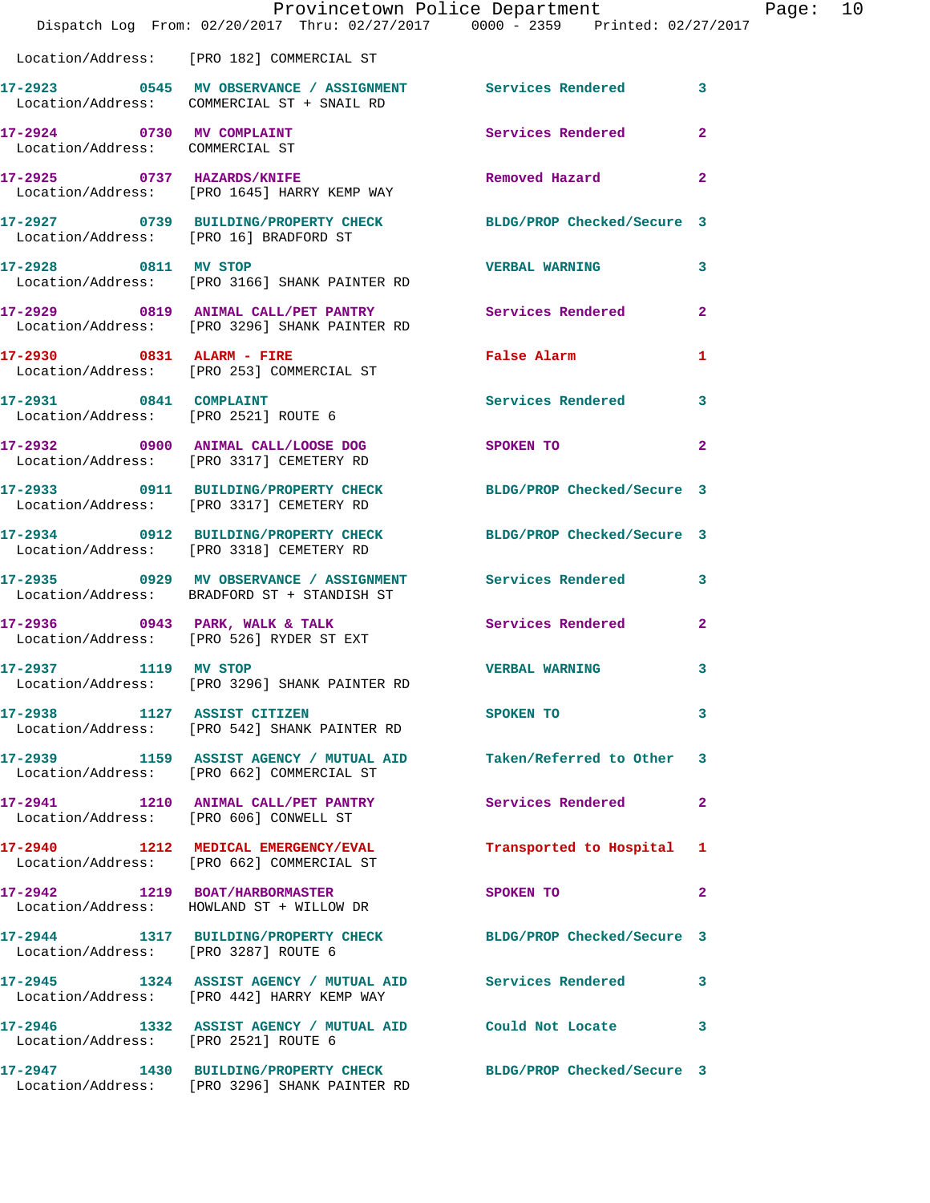Location/Address: [PRO 182] COMMERCIAL ST

| Call # | Time | Call Type | Disposition | Priority |
|---|---|---|---|---|
| 17-2923 | 0545 | MV OBSERVANCE / ASSIGNMENT | Services Rendered | 3 |
| | | Location/Address: COMMERCIAL ST + SNAIL RD | | |
| 17-2924 | 0730 | MV COMPLAINT | Services Rendered | 2 |
| | | Location/Address: COMMERCIAL ST | | |
| 17-2925 | 0737 | HAZARDS/KNIFE | Removed Hazard | 2 |
| | | Location/Address: [PRO 1645] HARRY KEMP WAY | | |
| 17-2927 | 0739 | BUILDING/PROPERTY CHECK | BLDG/PROP Checked/Secure | 3 |
| | | Location/Address: [PRO 16] BRADFORD ST | | |
| 17-2928 | 0811 | MV STOP | VERBAL WARNING | 3 |
| | | Location/Address: [PRO 3166] SHANK PAINTER RD | | |
| 17-2929 | 0819 | ANIMAL CALL/PET PANTRY | Services Rendered | 2 |
| | | Location/Address: [PRO 3296] SHANK PAINTER RD | | |
| 17-2930 | 0831 | ALARM - FIRE | False Alarm | 1 |
| | | Location/Address: [PRO 253] COMMERCIAL ST | | |
| 17-2931 | 0841 | COMPLAINT | Services Rendered | 3 |
| | | Location/Address: [PRO 2521] ROUTE 6 | | |
| 17-2932 | 0900 | ANIMAL CALL/LOOSE DOG | SPOKEN TO | 2 |
| | | Location/Address: [PRO 3317] CEMETERY RD | | |
| 17-2933 | 0911 | BUILDING/PROPERTY CHECK | BLDG/PROP Checked/Secure | 3 |
| | | Location/Address: [PRO 3317] CEMETERY RD | | |
| 17-2934 | 0912 | BUILDING/PROPERTY CHECK | BLDG/PROP Checked/Secure | 3 |
| | | Location/Address: [PRO 3318] CEMETERY RD | | |
| 17-2935 | 0929 | MV OBSERVANCE / ASSIGNMENT | Services Rendered | 3 |
| | | Location/Address: BRADFORD ST + STANDISH ST | | |
| 17-2936 | 0943 | PARK, WALK & TALK | Services Rendered | 2 |
| | | Location/Address: [PRO 526] RYDER ST EXT | | |
| 17-2937 | 1119 | MV STOP | VERBAL WARNING | 3 |
| | | Location/Address: [PRO 3296] SHANK PAINTER RD | | |
| 17-2938 | 1127 | ASSIST CITIZEN | SPOKEN TO | 3 |
| | | Location/Address: [PRO 542] SHANK PAINTER RD | | |
| 17-2939 | 1159 | ASSIST AGENCY / MUTUAL AID | Taken/Referred to Other | 3 |
| | | Location/Address: [PRO 662] COMMERCIAL ST | | |
| 17-2941 | 1210 | ANIMAL CALL/PET PANTRY | Services Rendered | 2 |
| | | Location/Address: [PRO 606] CONWELL ST | | |
| 17-2940 | 1212 | MEDICAL EMERGENCY/EVAL | Transported to Hospital | 1 |
| | | Location/Address: [PRO 662] COMMERCIAL ST | | |
| 17-2942 | 1219 | BOAT/HARBORMASTER | SPOKEN TO | 2 |
| | | Location/Address: HOWLAND ST + WILLOW DR | | |
| 17-2944 | 1317 | BUILDING/PROPERTY CHECK | BLDG/PROP Checked/Secure | 3 |
| | | Location/Address: [PRO 3287] ROUTE 6 | | |
| 17-2945 | 1324 | ASSIST AGENCY / MUTUAL AID | Services Rendered | 3 |
| | | Location/Address: [PRO 442] HARRY KEMP WAY | | |
| 17-2946 | 1332 | ASSIST AGENCY / MUTUAL AID | Could Not Locate | 3 |
| | | Location/Address: [PRO 2521] ROUTE 6 | | |
| 17-2947 | 1430 | BUILDING/PROPERTY CHECK | BLDG/PROP Checked/Secure | 3 |
| | | Location/Address: [PRO 3296] SHANK PAINTER RD | | |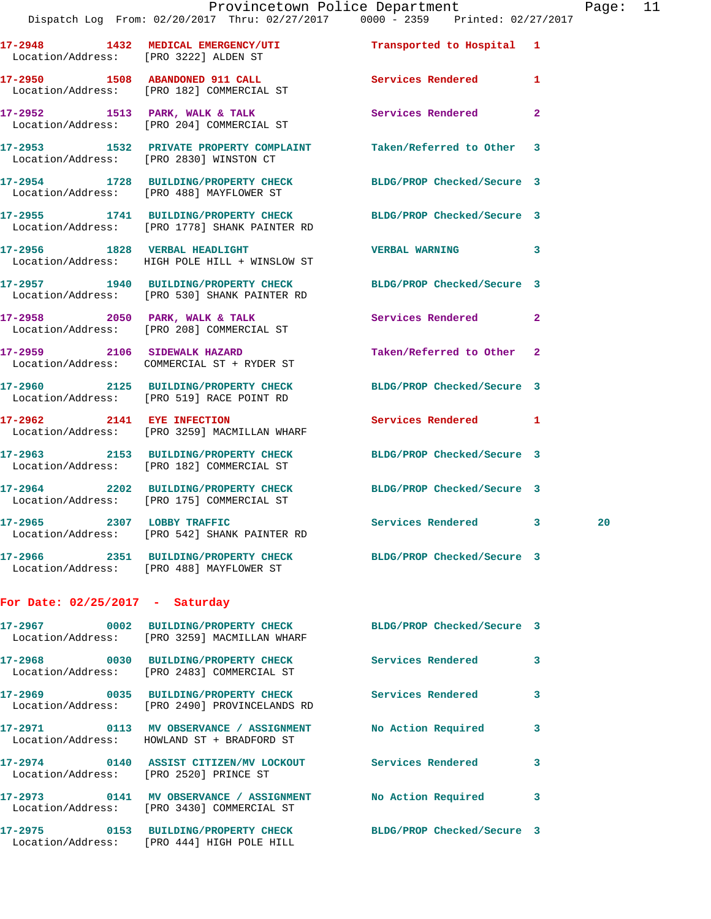17-2948 1432 MEDICAL EMERGENCY/UTI Transported to Hospital 1
Location/Address: [PRO 3222] ALDEN ST

17-2950 1508 ABANDONED 911 CALL Services Rendered 1
Location/Address: [PRO 182] COMMERCIAL ST

17-2952 1513 PARK, WALK & TALK Services Rendered 2
Location/Address: [PRO 204] COMMERCIAL ST

17-2953 1532 PRIVATE PROPERTY COMPLAINT Taken/Referred to Other 3
Location/Address: [PRO 2830] WINSTON CT

17-2954 1728 BUILDING/PROPERTY CHECK BLDG/PROP Checked/Secure 3
Location/Address: [PRO 488] MAYFLOWER ST

17-2955 1741 BUILDING/PROPERTY CHECK BLDG/PROP Checked/Secure 3
Location/Address: [PRO 1778] SHANK PAINTER RD

17-2956 1828 VERBAL HEADLIGHT VERBAL WARNING 3
Location/Address: HIGH POLE HILL + WINSLOW ST

17-2957 1940 BUILDING/PROPERTY CHECK BLDG/PROP Checked/Secure 3
Location/Address: [PRO 530] SHANK PAINTER RD

17-2958 2050 PARK, WALK & TALK Services Rendered 2
Location/Address: [PRO 208] COMMERCIAL ST

17-2959 2106 SIDEWALK HAZARD Taken/Referred to Other 2
Location/Address: COMMERCIAL ST + RYDER ST

17-2960 2125 BUILDING/PROPERTY CHECK BLDG/PROP Checked/Secure 3
Location/Address: [PRO 519] RACE POINT RD

17-2962 2141 EYE INFECTION Services Rendered 1
Location/Address: [PRO 3259] MACMILLAN WHARF

17-2963 2153 BUILDING/PROPERTY CHECK BLDG/PROP Checked/Secure 3
Location/Address: [PRO 182] COMMERCIAL ST

17-2964 2202 BUILDING/PROPERTY CHECK BLDG/PROP Checked/Secure 3
Location/Address: [PRO 175] COMMERCIAL ST

17-2965 2307 LOBBY TRAFFIC Services Rendered 3 20
Location/Address: [PRO 542] SHANK PAINTER RD

17-2966 2351 BUILDING/PROPERTY CHECK BLDG/PROP Checked/Secure 3
Location/Address: [PRO 488] MAYFLOWER ST

**For Date: 02/25/2017 - Saturday**

17-2967 0002 BUILDING/PROPERTY CHECK BLDG/PROP Checked/Secure 3
Location/Address: [PRO 3259] MACMILLAN WHARF

17-2968 0030 BUILDING/PROPERTY CHECK Services Rendered 3
Location/Address: [PRO 2483] COMMERCIAL ST

17-2969 0035 BUILDING/PROPERTY CHECK Services Rendered 3
Location/Address: [PRO 2490] PROVINCELANDS RD

17-2971 0113 MV OBSERVANCE / ASSIGNMENT No Action Required 3
Location/Address: HOWLAND ST + BRADFORD ST

17-2974 0140 ASSIST CITIZEN/MV LOCKOUT Services Rendered 3
Location/Address: [PRO 2520] PRINCE ST

17-2973 0141 MV OBSERVANCE / ASSIGNMENT No Action Required 3
Location/Address: [PRO 3430] COMMERCIAL ST

17-2975 0153 BUILDING/PROPERTY CHECK BLDG/PROP Checked/Secure 3
Location/Address: [PRO 444] HIGH POLE HILL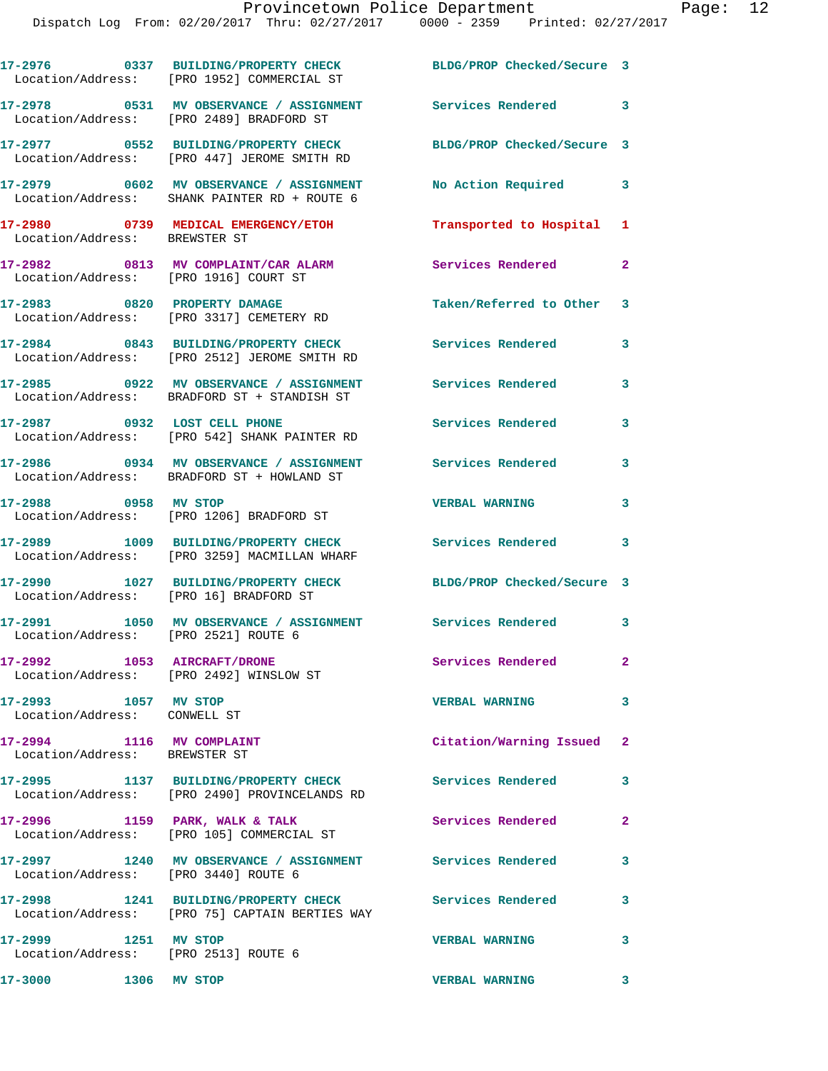17-2976 0337 BUILDING/PROPERTY CHECK BLDG/PROP Checked/Secure 3
Location/Address: [PRO 1952] COMMERCIAL ST

17-2978 0531 MV OBSERVANCE / ASSIGNMENT Services Rendered 3
Location/Address: [PRO 2489] BRADFORD ST

17-2977 0552 BUILDING/PROPERTY CHECK BLDG/PROP Checked/Secure 3
Location/Address: [PRO 447] JEROME SMITH RD

17-2979 0602 MV OBSERVANCE / ASSIGNMENT No Action Required 3
Location/Address: SHANK PAINTER RD + ROUTE 6

17-2980 0739 MEDICAL EMERGENCY/ETOH Transported to Hospital 1
Location/Address: BREWSTER ST

17-2982 0813 MV COMPLAINT/CAR ALARM Services Rendered 2
Location/Address: [PRO 1916] COURT ST

17-2983 0820 PROPERTY DAMAGE Taken/Referred to Other 3
Location/Address: [PRO 3317] CEMETERY RD

17-2984 0843 BUILDING/PROPERTY CHECK Services Rendered 3
Location/Address: [PRO 2512] JEROME SMITH RD

17-2985 0922 MV OBSERVANCE / ASSIGNMENT Services Rendered 3
Location/Address: BRADFORD ST + STANDISH ST

17-2987 0932 LOST CELL PHONE Services Rendered 3
Location/Address: [PRO 542] SHANK PAINTER RD

17-2986 0934 MV OBSERVANCE / ASSIGNMENT Services Rendered 3
Location/Address: BRADFORD ST + HOWLAND ST

17-2988 0958 MV STOP VERBAL WARNING 3
Location/Address: [PRO 1206] BRADFORD ST

17-2989 1009 BUILDING/PROPERTY CHECK Services Rendered 3
Location/Address: [PRO 3259] MACMILLAN WHARF

17-2990 1027 BUILDING/PROPERTY CHECK BLDG/PROP Checked/Secure 3
Location/Address: [PRO 16] BRADFORD ST

17-2991 1050 MV OBSERVANCE / ASSIGNMENT Services Rendered 3
Location/Address: [PRO 2521] ROUTE 6

17-2992 1053 AIRCRAFT/DRONE Services Rendered 2
Location/Address: [PRO 2492] WINSLOW ST

17-2993 1057 MV STOP VERBAL WARNING 3
Location/Address: CONWELL ST

17-2994 1116 MV COMPLAINT Citation/Warning Issued 2
Location/Address: BREWSTER ST

17-2995 1137 BUILDING/PROPERTY CHECK Services Rendered 3
Location/Address: [PRO 2490] PROVINCELANDS RD

17-2996 1159 PARK, WALK & TALK Services Rendered 2
Location/Address: [PRO 105] COMMERCIAL ST

17-2997 1240 MV OBSERVANCE / ASSIGNMENT Services Rendered 3
Location/Address: [PRO 3440] ROUTE 6

17-2998 1241 BUILDING/PROPERTY CHECK Services Rendered 3
Location/Address: [PRO 75] CAPTAIN BERTIES WAY

17-2999 1251 MV STOP VERBAL WARNING 3
Location/Address: [PRO 2513] ROUTE 6

17-3000 1306 MV STOP VERBAL WARNING 3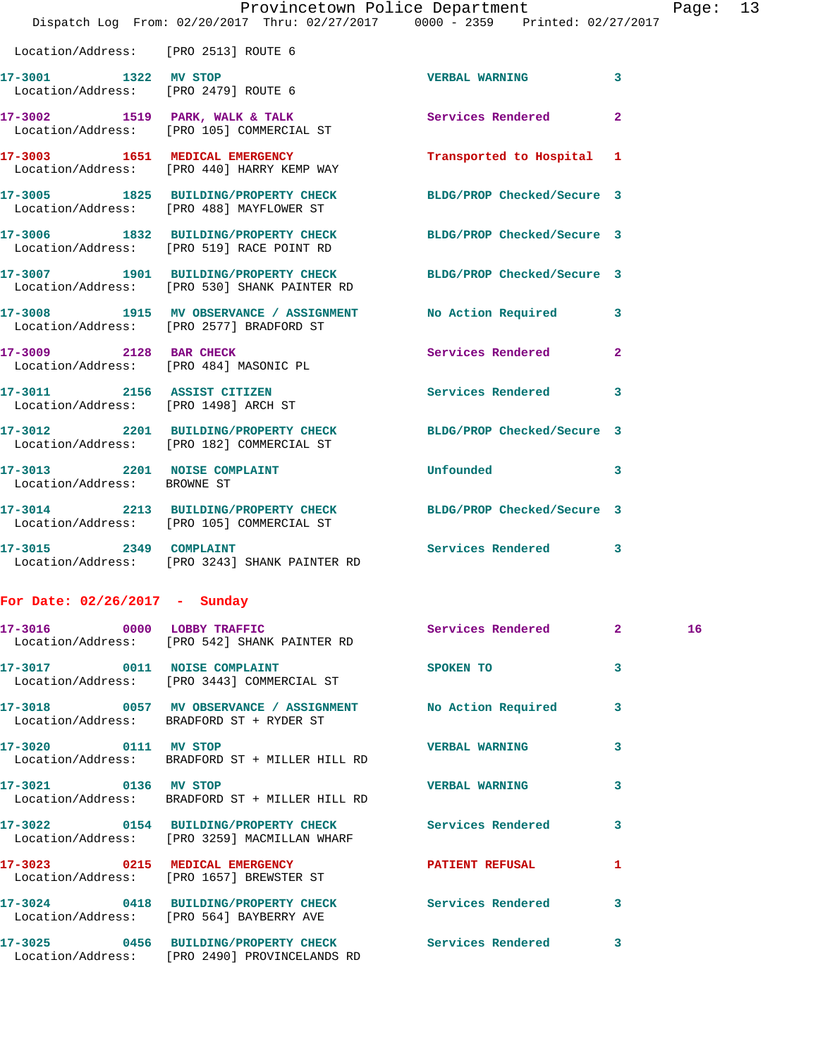Location/Address: [PRO 2513] ROUTE 6

17-3001 1322 MV STOP VERBAL WARNING 3
Location/Address: [PRO 2479] ROUTE 6

17-3002 1519 PARK, WALK & TALK Services Rendered 2
Location/Address: [PRO 105] COMMERCIAL ST

17-3003 1651 MEDICAL EMERGENCY Transported to Hospital 1
Location/Address: [PRO 440] HARRY KEMP WAY

17-3005 1825 BUILDING/PROPERTY CHECK BLDG/PROP Checked/Secure 3
Location/Address: [PRO 488] MAYFLOWER ST

17-3006 1832 BUILDING/PROPERTY CHECK BLDG/PROP Checked/Secure 3
Location/Address: [PRO 519] RACE POINT RD

17-3007 1901 BUILDING/PROPERTY CHECK BLDG/PROP Checked/Secure 3
Location/Address: [PRO 530] SHANK PAINTER RD

17-3008 1915 MV OBSERVANCE / ASSIGNMENT No Action Required 3
Location/Address: [PRO 2577] BRADFORD ST

17-3009 2128 BAR CHECK Services Rendered 2
Location/Address: [PRO 484] MASONIC PL

17-3011 2156 ASSIST CITIZEN Services Rendered 3
Location/Address: [PRO 1498] ARCH ST

17-3012 2201 BUILDING/PROPERTY CHECK BLDG/PROP Checked/Secure 3
Location/Address: [PRO 182] COMMERCIAL ST

17-3013 2201 NOISE COMPLAINT Unfounded 3
Location/Address: BROWNE ST

17-3014 2213 BUILDING/PROPERTY CHECK BLDG/PROP Checked/Secure 3
Location/Address: [PRO 105] COMMERCIAL ST

17-3015 2349 COMPLAINT Services Rendered 3
Location/Address: [PRO 3243] SHANK PAINTER RD

## For Date: 02/26/2017 - Sunday

17-3016 0000 LOBBY TRAFFIC Services Rendered 2 16
Location/Address: [PRO 542] SHANK PAINTER RD

17-3017 0011 NOISE COMPLAINT SPOKEN TO 3
Location/Address: [PRO 3443] COMMERCIAL ST

17-3018 0057 MV OBSERVANCE / ASSIGNMENT No Action Required 3
Location/Address: BRADFORD ST + RYDER ST

17-3020 0111 MV STOP VERBAL WARNING 3
Location/Address: BRADFORD ST + MILLER HILL RD

17-3021 0136 MV STOP VERBAL WARNING 3
Location/Address: BRADFORD ST + MILLER HILL RD

17-3022 0154 BUILDING/PROPERTY CHECK Services Rendered 3
Location/Address: [PRO 3259] MACMILLAN WHARF

17-3023 0215 MEDICAL EMERGENCY PATIENT REFUSAL 1
Location/Address: [PRO 1657] BREWSTER ST

17-3024 0418 BUILDING/PROPERTY CHECK Services Rendered 3
Location/Address: [PRO 564] BAYBERRY AVE

17-3025 0456 BUILDING/PROPERTY CHECK Services Rendered 3
Location/Address: [PRO 2490] PROVINCELANDS RD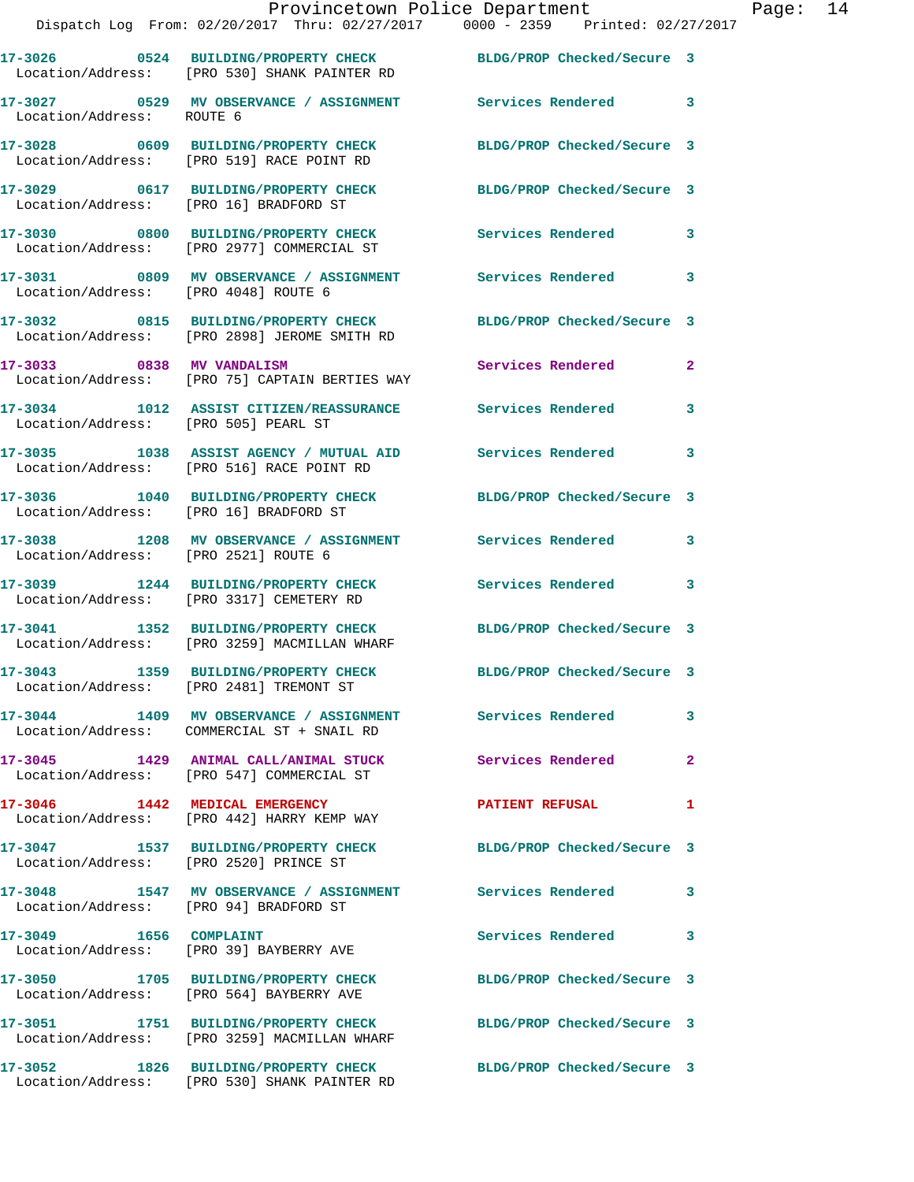17-3026 0524 BUILDING/PROPERTY CHECK BLDG/PROP Checked/Secure 3
Location/Address: [PRO 530] SHANK PAINTER RD

17-3027 0529 MV OBSERVANCE / ASSIGNMENT Services Rendered 3
Location/Address: ROUTE 6

17-3028 0609 BUILDING/PROPERTY CHECK BLDG/PROP Checked/Secure 3
Location/Address: [PRO 519] RACE POINT RD

17-3029 0617 BUILDING/PROPERTY CHECK BLDG/PROP Checked/Secure 3
Location/Address: [PRO 16] BRADFORD ST

17-3030 0800 BUILDING/PROPERTY CHECK Services Rendered 3
Location/Address: [PRO 2977] COMMERCIAL ST

17-3031 0809 MV OBSERVANCE / ASSIGNMENT Services Rendered 3
Location/Address: [PRO 4048] ROUTE 6

17-3032 0815 BUILDING/PROPERTY CHECK BLDG/PROP Checked/Secure 3
Location/Address: [PRO 2898] JEROME SMITH RD

17-3033 0838 MV VANDALISM Services Rendered 2
Location/Address: [PRO 75] CAPTAIN BERTIES WAY

17-3034 1012 ASSIST CITIZEN/REASSURANCE Services Rendered 3
Location/Address: [PRO 505] PEARL ST

17-3035 1038 ASSIST AGENCY / MUTUAL AID Services Rendered 3
Location/Address: [PRO 516] RACE POINT RD

17-3036 1040 BUILDING/PROPERTY CHECK BLDG/PROP Checked/Secure 3
Location/Address: [PRO 16] BRADFORD ST

17-3038 1208 MV OBSERVANCE / ASSIGNMENT Services Rendered 3
Location/Address: [PRO 2521] ROUTE 6

17-3039 1244 BUILDING/PROPERTY CHECK Services Rendered 3
Location/Address: [PRO 3317] CEMETERY RD

17-3041 1352 BUILDING/PROPERTY CHECK BLDG/PROP Checked/Secure 3
Location/Address: [PRO 3259] MACMILLAN WHARF

17-3043 1359 BUILDING/PROPERTY CHECK BLDG/PROP Checked/Secure 3
Location/Address: [PRO 2481] TREMONT ST

17-3044 1409 MV OBSERVANCE / ASSIGNMENT Services Rendered 3
Location/Address: COMMERCIAL ST + SNAIL RD

17-3045 1429 ANIMAL CALL/ANIMAL STUCK Services Rendered 2
Location/Address: [PRO 547] COMMERCIAL ST

17-3046 1442 MEDICAL EMERGENCY PATIENT REFUSAL 1
Location/Address: [PRO 442] HARRY KEMP WAY

17-3047 1537 BUILDING/PROPERTY CHECK BLDG/PROP Checked/Secure 3
Location/Address: [PRO 2520] PRINCE ST

17-3048 1547 MV OBSERVANCE / ASSIGNMENT Services Rendered 3
Location/Address: [PRO 94] BRADFORD ST

17-3049 1656 COMPLAINT Services Rendered 3
Location/Address: [PRO 39] BAYBERRY AVE

17-3050 1705 BUILDING/PROPERTY CHECK BLDG/PROP Checked/Secure 3
Location/Address: [PRO 564] BAYBERRY AVE

17-3051 1751 BUILDING/PROPERTY CHECK BLDG/PROP Checked/Secure 3
Location/Address: [PRO 3259] MACMILLAN WHARF

17-3052 1826 BUILDING/PROPERTY CHECK BLDG/PROP Checked/Secure 3
Location/Address: [PRO 530] SHANK PAINTER RD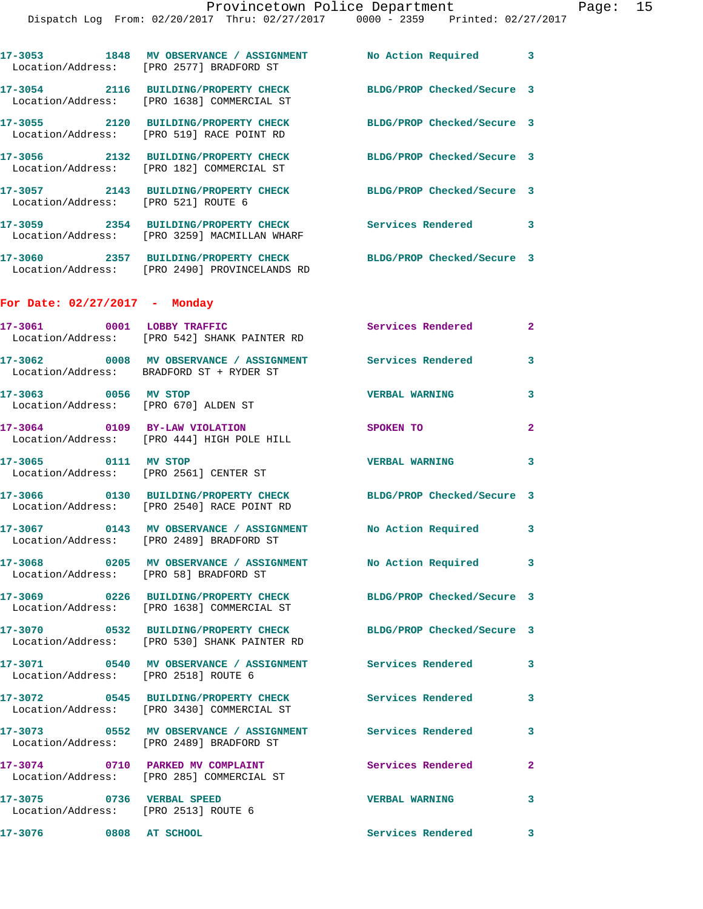17-3053 1848 MV OBSERVANCE / ASSIGNMENT No Action Required 3
Location/Address: [PRO 2577] BRADFORD ST

17-3054 2116 BUILDING/PROPERTY CHECK BLDG/PROP Checked/Secure 3
Location/Address: [PRO 1638] COMMERCIAL ST

17-3055 2120 BUILDING/PROPERTY CHECK BLDG/PROP Checked/Secure 3
Location/Address: [PRO 519] RACE POINT RD

17-3056 2132 BUILDING/PROPERTY CHECK BLDG/PROP Checked/Secure 3
Location/Address: [PRO 182] COMMERCIAL ST

17-3057 2143 BUILDING/PROPERTY CHECK BLDG/PROP Checked/Secure 3
Location/Address: [PRO 521] ROUTE 6

17-3059 2354 BUILDING/PROPERTY CHECK Services Rendered 3
Location/Address: [PRO 3259] MACMILLAN WHARF

17-3060 2357 BUILDING/PROPERTY CHECK BLDG/PROP Checked/Secure 3
Location/Address: [PRO 2490] PROVINCELANDS RD

**For Date: 02/27/2017 - Monday**

17-3061 0001 LOBBY TRAFFIC Services Rendered 2
Location/Address: [PRO 542] SHANK PAINTER RD

17-3062 0008 MV OBSERVANCE / ASSIGNMENT Services Rendered 3
Location/Address: BRADFORD ST + RYDER ST

17-3063 0056 MV STOP VERBAL WARNING 3
Location/Address: [PRO 670] ALDEN ST

17-3064 0109 BY-LAW VIOLATION SPOKEN TO 2
Location/Address: [PRO 444] HIGH POLE HILL

17-3065 0111 MV STOP VERBAL WARNING 3
Location/Address: [PRO 2561] CENTER ST

17-3066 0130 BUILDING/PROPERTY CHECK BLDG/PROP Checked/Secure 3
Location/Address: [PRO 2540] RACE POINT RD

17-3067 0143 MV OBSERVANCE / ASSIGNMENT No Action Required 3
Location/Address: [PRO 2489] BRADFORD ST

17-3068 0205 MV OBSERVANCE / ASSIGNMENT No Action Required 3
Location/Address: [PRO 58] BRADFORD ST

17-3069 0226 BUILDING/PROPERTY CHECK BLDG/PROP Checked/Secure 3
Location/Address: [PRO 1638] COMMERCIAL ST

17-3070 0532 BUILDING/PROPERTY CHECK BLDG/PROP Checked/Secure 3
Location/Address: [PRO 530] SHANK PAINTER RD

17-3071 0540 MV OBSERVANCE / ASSIGNMENT Services Rendered 3
Location/Address: [PRO 2518] ROUTE 6

17-3072 0545 BUILDING/PROPERTY CHECK Services Rendered 3
Location/Address: [PRO 3430] COMMERCIAL ST

17-3073 0552 MV OBSERVANCE / ASSIGNMENT Services Rendered 3
Location/Address: [PRO 2489] BRADFORD ST

17-3074 0710 PARKED MV COMPLAINT Services Rendered 2
Location/Address: [PRO 285] COMMERCIAL ST

17-3075 0736 VERBAL SPEED VERBAL WARNING 3
Location/Address: [PRO 2513] ROUTE 6

17-3076 0808 AT SCHOOL Services Rendered 3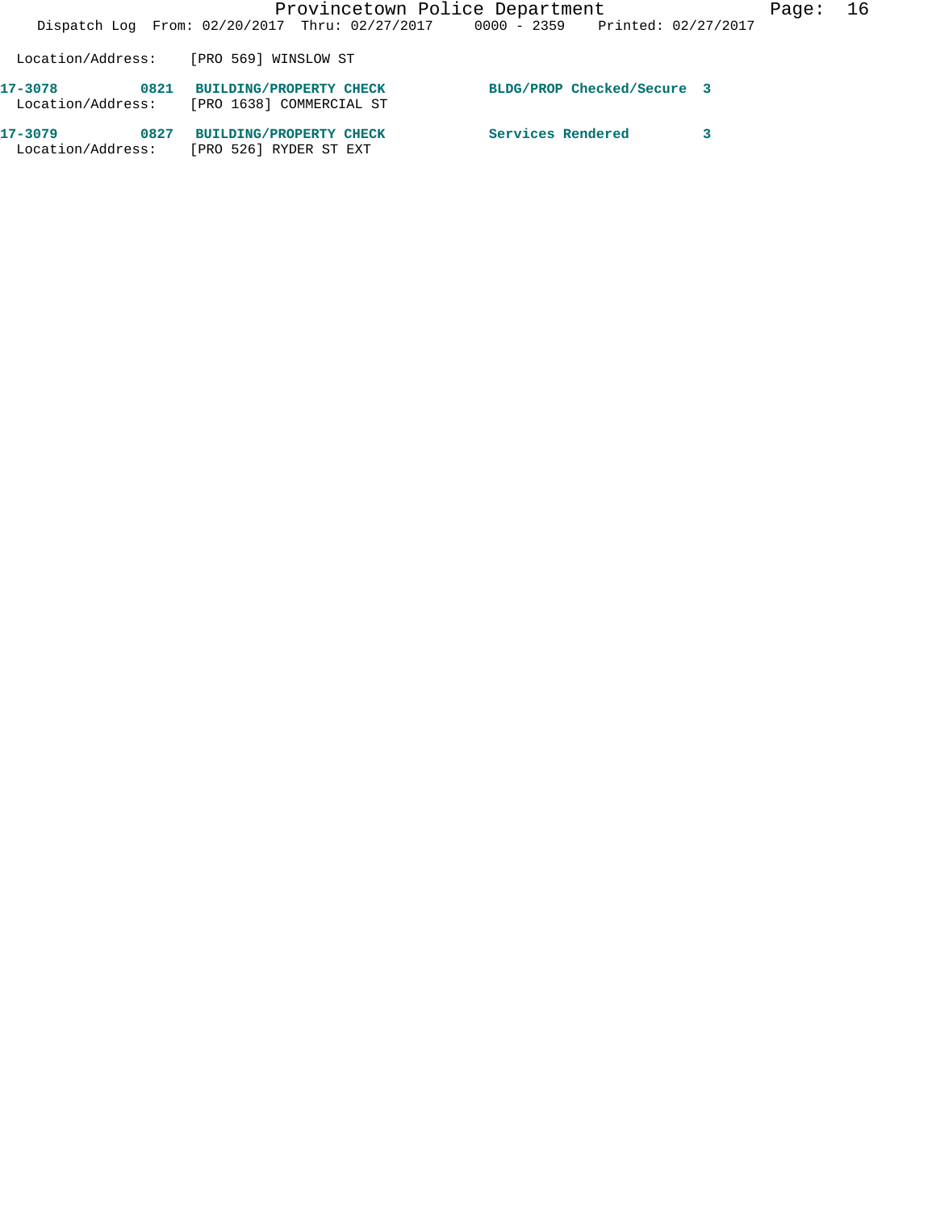Location/Address: [PRO 569] WINSLOW ST

**17-3078 0821 BUILDING/PROPERTY CHECK BLDG/PROP Checked/Secure 3**
Location/Address: [PRO 1638] COMMERCIAL ST

**17-3079 0827 BUILDING/PROPERTY CHECK Services Rendered 3**
Location/Address: [PRO 526] RYDER ST EXT